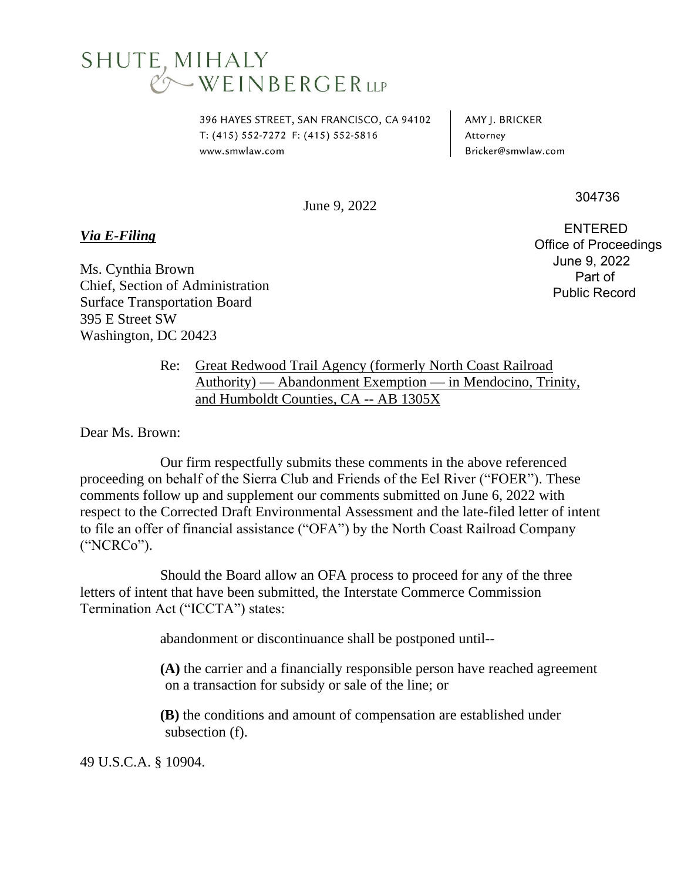SHUTE, MIHALY & WEINBERGER LLP

396 HAYES STREET, SAN FRANCISCO, CA 94102
T: (415) 552-7272 F: (415) 552-5816
www.smwlaw.com

AMY J. BRICKER
Attorney
Bricker@smwlaw.com

304736

ENTERED
Office of Proceedings
June 9, 2022
Part of
Public Record

June 9, 2022

***Via E-Filing***

Ms. Cynthia Brown
Chief, Section of Administration
Surface Transportation Board
395 E Street SW
Washington, DC 20423

Re: Great Redwood Trail Agency (formerly North Coast Railroad Authority) — Abandonment Exemption — in Mendocino, Trinity, and Humboldt Counties, CA -- AB 1305X

Dear Ms. Brown:

Our firm respectfully submits these comments in the above referenced proceeding on behalf of the Sierra Club and Friends of the Eel River ("FOER"). These comments follow up and supplement our comments submitted on June 6, 2022 with respect to the Corrected Draft Environmental Assessment and the late-filed letter of intent to file an offer of financial assistance ("OFA") by the North Coast Railroad Company ("NCRCo").

Should the Board allow an OFA process to proceed for any of the three letters of intent that have been submitted, the Interstate Commerce Commission Termination Act ("ICCTA") states:

> abandonment or discontinuance shall be postponed until--
>
> **(A)** the carrier and a financially responsible person have reached agreement on a transaction for subsidy or sale of the line; or
>
> **(B)** the conditions and amount of compensation are established under subsection (f).

49 U.S.C.A. § 10904.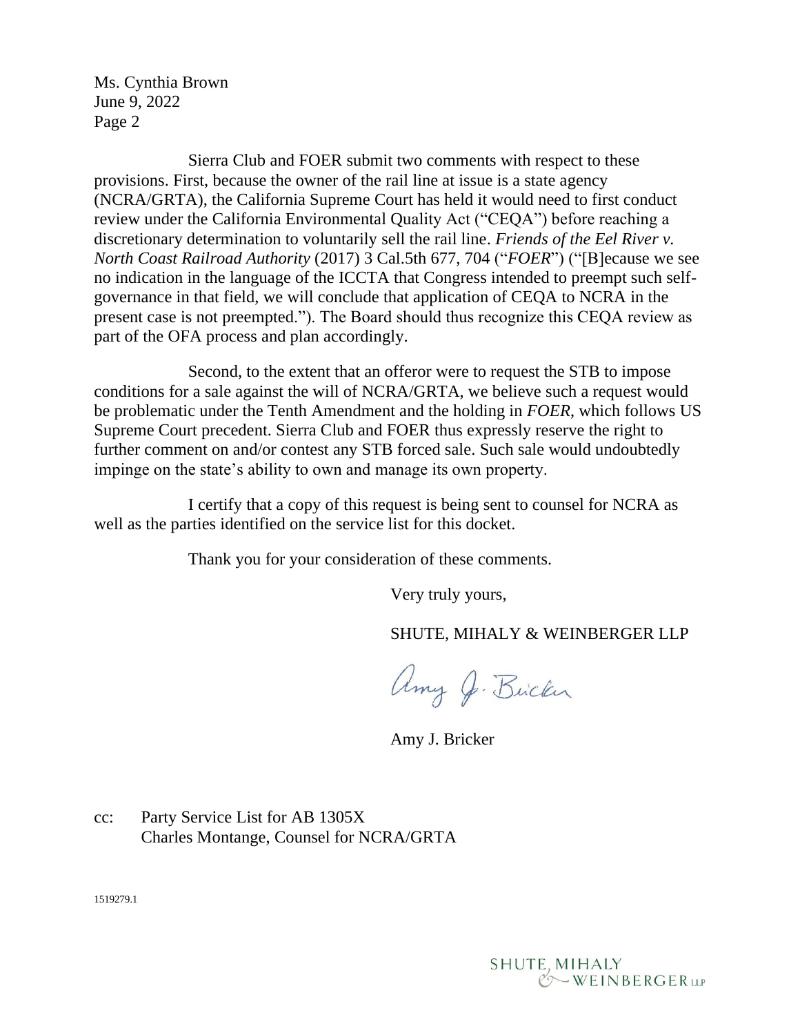Sierra Club and FOER submit two comments with respect to these provisions. First, because the owner of the rail line at issue is a state agency (NCRA/GRTA), the California Supreme Court has held it would need to first conduct review under the California Environmental Quality Act ("CEQA") before reaching a discretionary determination to voluntarily sell the rail line. *Friends of the Eel River v. North Coast Railroad Authority* (2017) 3 Cal.5th 677, 704 ("*FOER*") ("[B]ecause we see no indication in the language of the ICCTA that Congress intended to preempt such self-governance in that field, we will conclude that application of CEQA to NCRA in the present case is not preempted."). The Board should thus recognize this CEQA review as part of the OFA process and plan accordingly.

Second, to the extent that an offeror were to request the STB to impose conditions for a sale against the will of NCRA/GRTA, we believe such a request would be problematic under the Tenth Amendment and the holding in *FOER*, which follows US Supreme Court precedent. Sierra Club and FOER thus expressly reserve the right to further comment on and/or contest any STB forced sale. Such sale would undoubtedly impinge on the state's ability to own and manage its own property.

I certify that a copy of this request is being sent to counsel for NCRA as well as the parties identified on the service list for this docket.

Thank you for your consideration of these comments.

Very truly yours,

SHUTE, MIHALY & WEINBERGER LLP

Amy J. Bricker

cc: Party Service List for AB 1305X
Charles Montange, Counsel for NCRA/GRTA

1519279.1